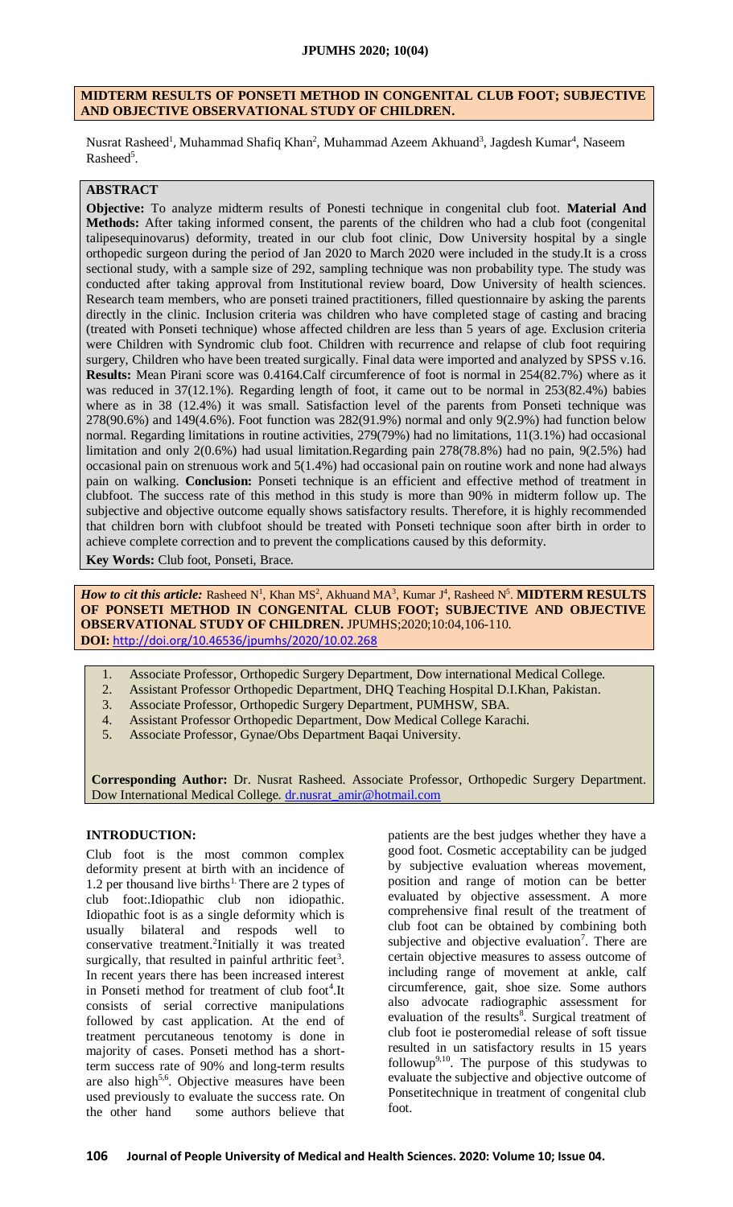# MIDTERM RESULTS OF PONSETI METHOD IN CONGENITAL CLUB FOOT; SUBJECTIVE AND OBJECTIVE OBSERVATIONAL STUDY OF CHILDREN.

Nusrat Rasheed[1], Muhammad Shafiq Khan[2], Muhammad Azeem Akhuand[3], Jagdesh Kumar[4], Naseem Rasheed[5].

## ABSTRACT

**Objective:** To analyze midterm results of Ponesti technique in congenital club foot. **Material And Methods:** After taking informed consent, the parents of the children who had a club foot (congenital talipesequinovarus) deformity, treated in our club foot clinic, Dow University hospital by a single orthopedic surgeon during the period of Jan 2020 to March 2020 were included in the study.It is a cross sectional study, with a sample size of 292, sampling technique was non probability type. The study was conducted after taking approval from Institutional review board, Dow University of health sciences. Research team members, who are ponseti trained practitioners, filled questionnaire by asking the parents directly in the clinic. Inclusion criteria was children who have completed stage of casting and bracing (treated with Ponseti technique) whose affected children are less than 5 years of age. Exclusion criteria were Children with Syndromic club foot. Children with recurrence and relapse of club foot requiring surgery, Children who have been treated surgically. Final data were imported and analyzed by SPSS v.16. **Results:** Mean Pirani score was 0.4164.Calf circumference of foot is normal in 254(82.7%) where as it was reduced in 37(12.1%). Regarding length of foot, it came out to be normal in 253(82.4%) babies where as in 38 (12.4%) it was small. Satisfaction level of the parents from Ponseti technique was 278(90.6%) and 149(4.6%). Foot function was 282(91.9%) normal and only 9(2.9%) had function below normal. Regarding limitations in routine activities, 279(79%) had no limitations, 11(3.1%) had occasional limitation and only 2(0.6%) had usual limitation.Regarding pain 278(78.8%) had no pain, 9(2.5%) had occasional pain on strenuous work and 5(1.4%) had occasional pain on routine work and none had always pain on walking. **Conclusion:** Ponseti technique is an efficient and effective method of treatment in clubfoot. The success rate of this method in this study is more than 90% in midterm follow up. The subjective and objective outcome equally shows satisfactory results. Therefore, it is highly recommended that children born with clubfoot should be treated with Ponseti technique soon after birth in order to achieve complete correction and to prevent the complications caused by this deformity.

**Key Words:** Club foot, Ponseti, Brace.

***How to cit this article:*** Rasheed N[1], Khan MS[2], Akhuand MA[3], Kumar J[4], Rasheed N[5]. **MIDTERM RESULTS OF PONSETI METHOD IN CONGENITAL CLUB FOOT; SUBJECTIVE AND OBJECTIVE OBSERVATIONAL STUDY OF CHILDREN.** JPUMHS;2020;10:04,106-110.
**DOI:** http://doi.org/10.46536/jpumhs/2020/10.02.268

1. Associate Professor, Orthopedic Surgery Department, Dow international Medical College.
2. Assistant Professor Orthopedic Department, DHQ Teaching Hospital D.I.Khan, Pakistan.
3. Associate Professor, Orthopedic Surgery Department, PUMHSW, SBA.
4. Assistant Professor Orthopedic Department, Dow Medical College Karachi.
5. Associate Professor, Gynae/Obs Department Baqai University.

**Corresponding Author:** Dr. Nusrat Rasheed. Associate Professor, Orthopedic Surgery Department. Dow International Medical College. dr.nusrat_amir@hotmail.com

## INTRODUCTION:

Club foot is the most common complex deformity present at birth with an incidence of 1.2 per thousand live births[1]. There are 2 types of club foot:.Idiopathic club non idiopathic. Idiopathic foot is as a single deformity which is usually bilateral and respods well to conservative treatment.[2]Initially it was treated surgically, that resulted in painful arthritic feet[3]. In recent years there has been increased interest in Ponseti method for treatment of club foot[4].It consists of serial corrective manipulations followed by cast application. At the end of treatment percutaneous tenotomy is done in majority of cases. Ponseti method has a short-term success rate of 90% and long-term results are also high[5,6]. Objective measures have been used previously to evaluate the success rate. On the other hand some authors believe that patients are the best judges whether they have a good foot. Cosmetic acceptability can be judged by subjective evaluation whereas movement, position and range of motion can be better evaluated by objective assessment. A more comprehensive final result of the treatment of club foot can be obtained by combining both subjective and objective evaluation[7]. There are certain objective measures to assess outcome of including range of movement at ankle, calf circumference, gait, shoe size. Some authors also advocate radiographic assessment for evaluation of the results[8]. Surgical treatment of club foot ie posteromedial release of soft tissue resulted in un satisfactory results in 15 years followup[9,10]. The purpose of this studywas to evaluate the subjective and objective outcome of Ponsetitechnique in treatment of congenital club foot.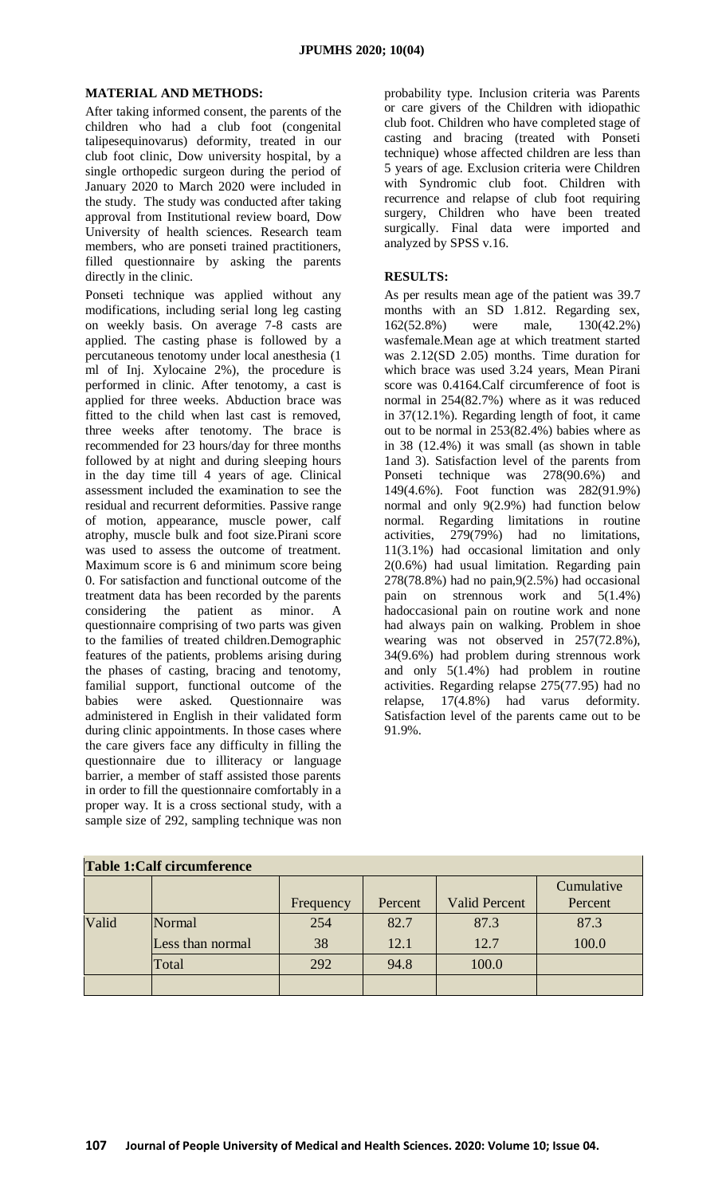## MATERIAL AND METHODS:

After taking informed consent, the parents of the children who had a club foot (congenital talipesequinovarus) deformity, treated in our club foot clinic, Dow university hospital, by a single orthopedic surgeon during the period of January 2020 to March 2020 were included in the study. The study was conducted after taking approval from Institutional review board, Dow University of health sciences. Research team members, who are ponseti trained practitioners, filled questionnaire by asking the parents directly in the clinic.

Ponseti technique was applied without any modifications, including serial long leg casting on weekly basis. On average 7-8 casts are applied. The casting phase is followed by a percutaneous tenotomy under local anesthesia (1 ml of Inj. Xylocaine 2%), the procedure is performed in clinic. After tenotomy, a cast is applied for three weeks. Abduction brace was fitted to the child when last cast is removed, three weeks after tenotomy. The brace is recommended for 23 hours/day for three months followed by at night and during sleeping hours in the day time till 4 years of age. Clinical assessment included the examination to see the residual and recurrent deformities. Passive range of motion, appearance, muscle power, calf atrophy, muscle bulk and foot size.Pirani score was used to assess the outcome of treatment. Maximum score is 6 and minimum score being 0. For satisfaction and functional outcome of the treatment data has been recorded by the parents considering the patient as minor. A questionnaire comprising of two parts was given to the families of treated children.Demographic features of the patients, problems arising during the phases of casting, bracing and tenotomy, familial support, functional outcome of the babies were asked. Questionnaire was administered in English in their validated form during clinic appointments. In those cases where the care givers face any difficulty in filling the questionnaire due to illiteracy or language barrier, a member of staff assisted those parents in order to fill the questionnaire comfortably in a proper way. It is a cross sectional study, with a sample size of 292, sampling technique was non probability type. Inclusion criteria was Parents or care givers of the Children with idiopathic club foot. Children who have completed stage of casting and bracing (treated with Ponseti technique) whose affected children are less than 5 years of age. Exclusion criteria were Children with Syndromic club foot. Children with recurrence and relapse of club foot requiring surgery, Children who have been treated surgically. Final data were imported and analyzed by SPSS v.16.

## RESULTS:

As per results mean age of the patient was 39.7 months with an SD 1.812. Regarding sex, 162(52.8%) were male, 130(42.2%) wasfemale.Mean age at which treatment started was 2.12(SD 2.05) months. Time duration for which brace was used 3.24 years, Mean Pirani score was 0.4164.Calf circumference of foot is normal in 254(82.7%) where as it was reduced in 37(12.1%). Regarding length of foot, it came out to be normal in 253(82.4%) babies where as in 38 (12.4%) it was small (as shown in table 1and 3). Satisfaction level of the parents from Ponseti technique was 278(90.6%) and 149(4.6%). Foot function was 282(91.9%) normal and only 9(2.9%) had function below normal. Regarding limitations in routine activities, 279(79%) had no limitations, 11(3.1%) had occasional limitation and only 2(0.6%) had usual limitation. Regarding pain 278(78.8%) had no pain,9(2.5%) had occasional pain on strennous work and 5(1.4%) hadoccasional pain on routine work and none had always pain on walking. Problem in shoe wearing was not observed in 257(72.8%), 34(9.6%) had problem during strennous work and only 5(1.4%) had problem in routine activities. Regarding relapse 275(77.95) had no relapse, 17(4.8%) had varus deformity. Satisfaction level of the parents came out to be 91.9%.

**Table 1:Calf circumference**

| | | Frequency | Percent | Valid Percent | Cumulative Percent |
|---|---|---|---|---|---|
| Valid | Normal | 254 | 82.7 | 87.3 | 87.3 |
| | Less than normal | 38 | 12.1 | 12.7 | 100.0 |
| | Total | 292 | 94.8 | 100.0 | |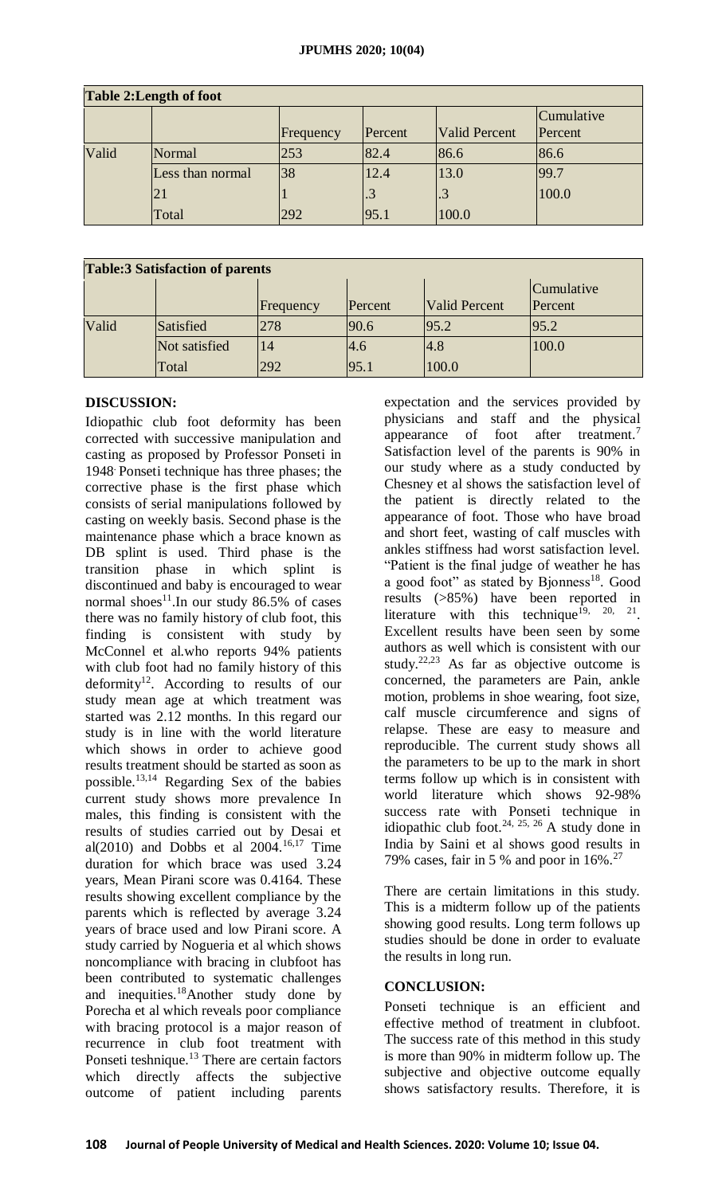**Table 2:Length of foot**

| | | Frequency | Percent | Valid Percent | Cumulative Percent |
|---|---|---|---|---|---|
| Valid | Normal | 253 | 82.4 | 86.6 | 86.6 |
| | Less than normal | 38 | 12.4 | 13.0 | 99.7 |
| | 21 | 1 | .3 | .3 | 100.0 |
| | Total | 292 | 95.1 | 100.0 | |

**Table:3 Satisfaction of parents**

| | | Frequency | Percent | Valid Percent | Cumulative Percent |
|---|---|---|---|---|---|
| Valid | Satisfied | 278 | 90.6 | 95.2 | 95.2 |
| | Not satisfied | 14 | 4.6 | 4.8 | 100.0 |
| | Total | 292 | 95.1 | 100.0 | |

## DISCUSSION:

Idiopathic club foot deformity has been corrected with successive manipulation and casting as proposed by Professor Ponseti in 1948. Ponseti technique has three phases; the corrective phase is the first phase which consists of serial manipulations followed by casting on weekly basis. Second phase is the maintenance phase which a brace known as DB splint is used. Third phase is the transition phase in which splint is discontinued and baby is encouraged to wear normal shoes[11].In our study 86.5% of cases there was no family history of club foot, this finding is consistent with study by McConnel et al.who reports 94% patients with club foot had no family history of this deformity[12]. According to results of our study mean age at which treatment was started was 2.12 months. In this regard our study is in line with the world literature which shows in order to achieve good results treatment should be started as soon as possible.[13,14] Regarding Sex of the babies current study shows more prevalence In males, this finding is consistent with the results of studies carried out by Desai et al(2010) and Dobbs et al 2004.[16,17] Time duration for which brace was used 3.24 years, Mean Pirani score was 0.4164. These results showing excellent compliance by the parents which is reflected by average 3.24 years of brace used and low Pirani score. A study carried by Nogueria et al which shows noncompliance with bracing in clubfoot has been contributed to systematic challenges and inequities.[18]Another study done by Porecha et al which reveals poor compliance with bracing protocol is a major reason of recurrence in club foot treatment with Ponseti teshnique.[13] There are certain factors which directly affects the subjective outcome of patient including parents expectation and the services provided by physicians and staff and the physical appearance of foot after treatment.[7] Satisfaction level of the parents is 90% in our study where as a study conducted by Chesney et al shows the satisfaction level of the patient is directly related to the appearance of foot. Those who have broad and short feet, wasting of calf muscles with ankles stiffness had worst satisfaction level. "Patient is the final judge of weather he has a good foot" as stated by Bjonness[18]. Good results (>85%) have been reported in literature with this technique[19, 20, 21]. Excellent results have been seen by some authors as well which is consistent with our study.[22,23] As far as objective outcome is concerned, the parameters are Pain, ankle motion, problems in shoe wearing, foot size, calf muscle circumference and signs of relapse. These are easy to measure and reproducible. The current study shows all the parameters to be up to the mark in short terms follow up which is in consistent with world literature which shows 92-98% success rate with Ponseti technique in idiopathic club foot.[24, 25, 26] A study done in India by Saini et al shows good results in 79% cases, fair in 5 % and poor in 16%.[27]

There are certain limitations in this study. This is a midterm follow up of the patients showing good results. Long term follows up studies should be done in order to evaluate the results in long run.

## CONCLUSION:

Ponseti technique is an efficient and effective method of treatment in clubfoot. The success rate of this method in this study is more than 90% in midterm follow up. The subjective and objective outcome equally shows satisfactory results. Therefore, it is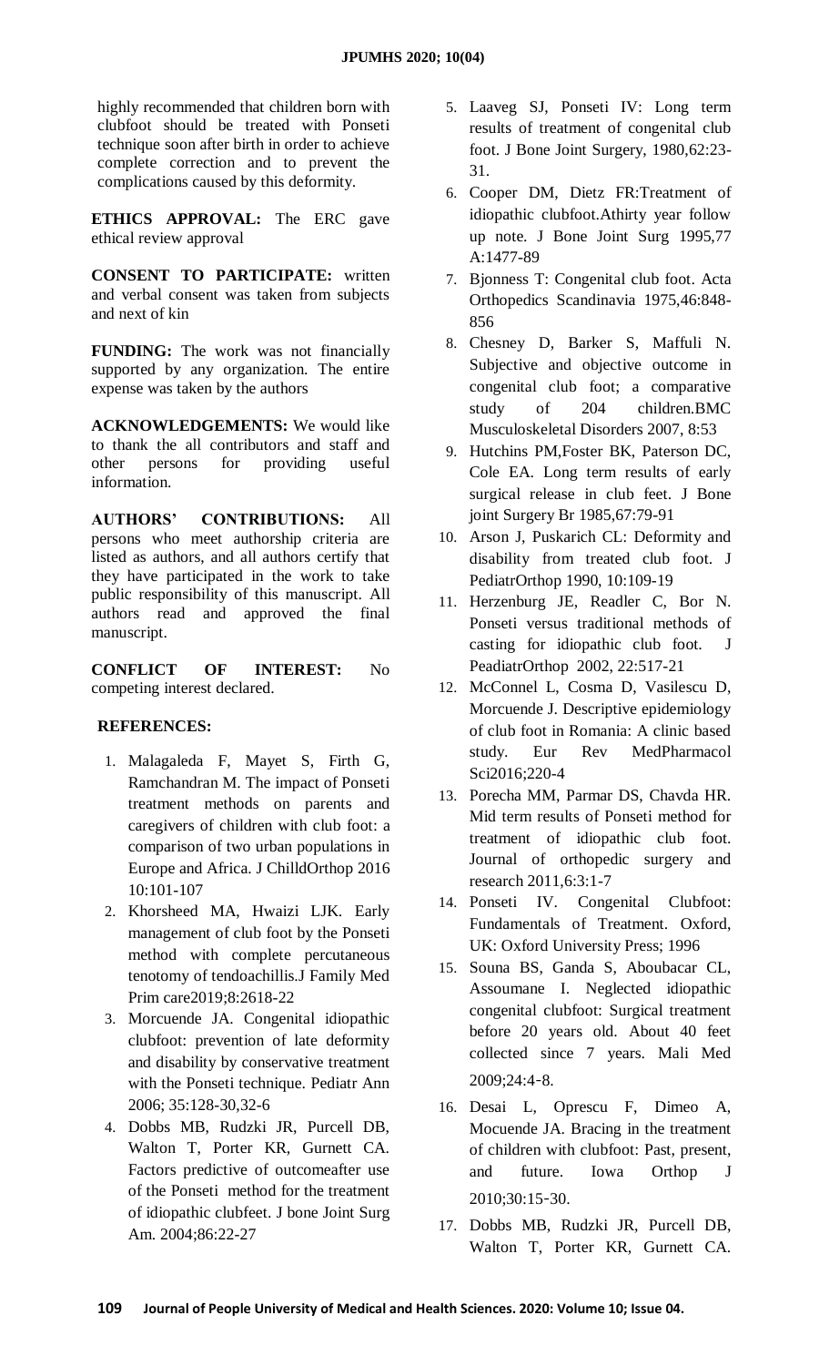highly recommended that children born with clubfoot should be treated with Ponseti technique soon after birth in order to achieve complete correction and to prevent the complications caused by this deformity.

**ETHICS APPROVAL:** The ERC gave ethical review approval

**CONSENT TO PARTICIPATE:** written and verbal consent was taken from subjects and next of kin

**FUNDING:** The work was not financially supported by any organization. The entire expense was taken by the authors

**ACKNOWLEDGEMENTS:** We would like to thank the all contributors and staff and other persons for providing useful information.

**AUTHORS' CONTRIBUTIONS:** All persons who meet authorship criteria are listed as authors, and all authors certify that they have participated in the work to take public responsibility of this manuscript. All authors read and approved the final manuscript.

**CONFLICT OF INTEREST:** No competing interest declared.

**REFERENCES:**

1. Malagaleda F, Mayet S, Firth G, Ramchandran M. The impact of Ponseti treatment methods on parents and caregivers of children with club foot: a comparison of two urban populations in Europe and Africa. J ChilldOrthop 2016 10:101-107
2. Khorsheed MA, Hwaizi LJK. Early management of club foot by the Ponseti method with complete percutaneous tenotomy of tendoachillis.J Family Med Prim care2019;8:2618-22
3. Morcuende JA. Congenital idiopathic clubfoot: prevention of late deformity and disability by conservative treatment with the Ponseti technique. Pediatr Ann 2006; 35:128-30,32-6
4. Dobbs MB, Rudzki JR, Purcell DB, Walton T, Porter KR, Gurnett CA. Factors predictive of outcomeafter use of the Ponseti method for the treatment of idiopathic clubfeet. J bone Joint Surg Am. 2004;86:22-27
5. Laaveg SJ, Ponseti IV: Long term results of treatment of congenital club foot. J Bone Joint Surgery, 1980,62:23-31.
6. Cooper DM, Dietz FR:Treatment of idiopathic clubfoot.Athirty year follow up note. J Bone Joint Surg 1995,77 A:1477-89
7. Bjonness T: Congenital club foot. Acta Orthopedics Scandinavia 1975,46:848-856
8. Chesney D, Barker S, Maffuli N. Subjective and objective outcome in congenital club foot; a comparative study of 204 children.BMC Musculoskeletal Disorders 2007, 8:53
9. Hutchins PM,Foster BK, Paterson DC, Cole EA. Long term results of early surgical release in club feet. J Bone joint Surgery Br 1985,67:79-91
10. Arson J, Puskarich CL: Deformity and disability from treated club foot. J PediatrOrthop 1990, 10:109-19
11. Herzenburg JE, Readler C, Bor N. Ponseti versus traditional methods of casting for idiopathic club foot. J PeadiatrOrthop 2002, 22:517-21
12. McConnel L, Cosma D, Vasilescu D, Morcuende J. Descriptive epidemiology of club foot in Romania: A clinic based study. Eur Rev MedPharmacol Sci2016;220-4
13. Porecha MM, Parmar DS, Chavda HR. Mid term results of Ponseti method for treatment of idiopathic club foot. Journal of orthopedic surgery and research 2011,6:3:1-7
14. Ponseti IV. Congenital Clubfoot: Fundamentals of Treatment. Oxford, UK: Oxford University Press; 1996
15. Souna BS, Ganda S, Aboubacar CL, Assoumane I. Neglected idiopathic congenital clubfoot: Surgical treatment before 20 years old. About 40 feet collected since 7 years. Mali Med 2009;24:4‑8.
16. Desai L, Oprescu F, Dimeo A, Mocuende JA. Bracing in the treatment of children with clubfoot: Past, present, and future. Iowa Orthop J 2010;30:15‑30.
17. Dobbs MB, Rudzki JR, Purcell DB, Walton T, Porter KR, Gurnett CA.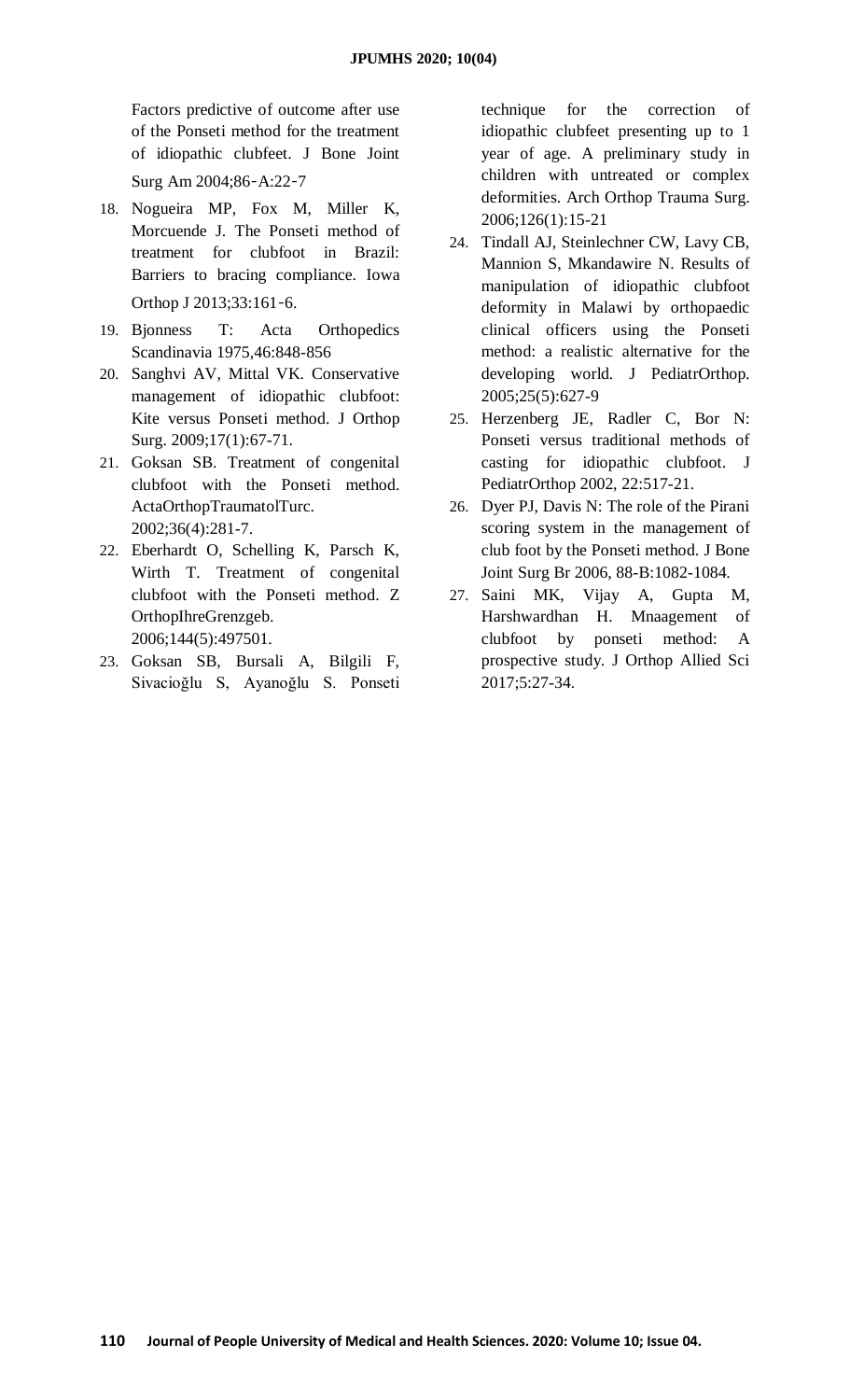Factors predictive of outcome after use of the Ponseti method for the treatment of idiopathic clubfeet. J Bone Joint Surg Am 2004;86-A:22-7

18. Nogueira MP, Fox M, Miller K, Morcuende J. The Ponseti method of treatment for clubfoot in Brazil: Barriers to bracing compliance. Iowa Orthop J 2013;33:161-6.
19. Bjonness T: Acta Orthopedics Scandinavia 1975,46:848-856
20. Sanghvi AV, Mittal VK. Conservative management of idiopathic clubfoot: Kite versus Ponseti method. J Orthop Surg. 2009;17(1):67-71.
21. Goksan SB. Treatment of congenital clubfoot with the Ponseti method. ActaOrthopTraumatolTurc. 2002;36(4):281-7.
22. Eberhardt O, Schelling K, Parsch K, Wirth T. Treatment of congenital clubfoot with the Ponseti method. Z OrthopIhreGrenzgeb. 2006;144(5):497501.
23. Goksan SB, Bursali A, Bilgili F, Sivacioğlu S, Ayanoğlu S. Ponseti technique for the correction of idiopathic clubfeet presenting up to 1 year of age. A preliminary study in children with untreated or complex deformities. Arch Orthop Trauma Surg. 2006;126(1):15-21
24. Tindall AJ, Steinlechner CW, Lavy CB, Mannion S, Mkandawire N. Results of manipulation of idiopathic clubfoot deformity in Malawi by orthopaedic clinical officers using the Ponseti method: a realistic alternative for the developing world. J PediatrOrthop. 2005;25(5):627-9
25. Herzenberg JE, Radler C, Bor N: Ponseti versus traditional methods of casting for idiopathic clubfoot. J PediatrOrthop 2002, 22:517-21.
26. Dyer PJ, Davis N: The role of the Pirani scoring system in the management of club foot by the Ponseti method. J Bone Joint Surg Br 2006, 88-B:1082-1084.
27. Saini MK, Vijay A, Gupta M, Harshwardhan H. Mnaagement of clubfoot by ponseti method: A prospective study. J Orthop Allied Sci 2017;5:27-34.